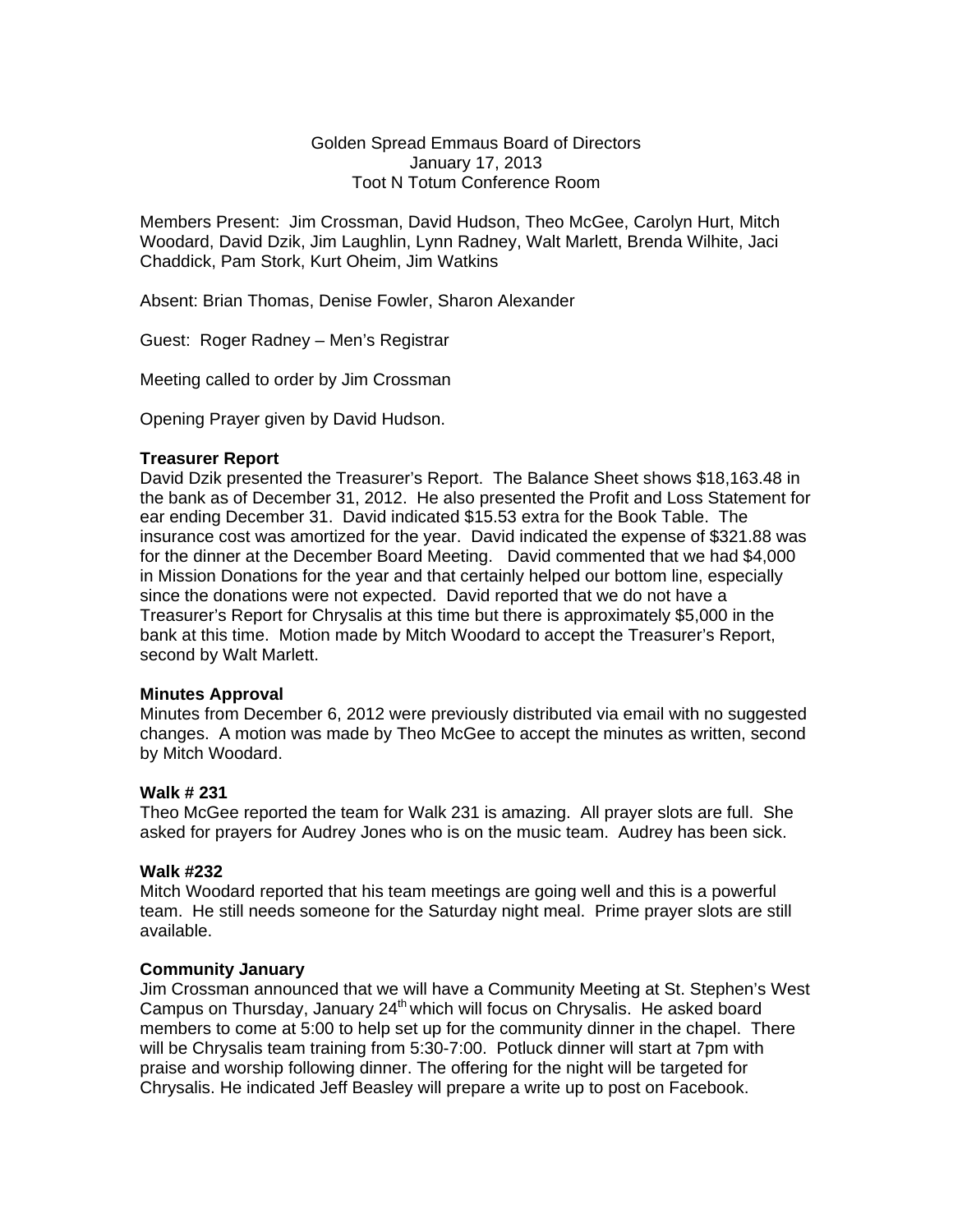Golden Spread Emmaus Board of Directors
January 17, 2013
Toot N Totum Conference Room

Members Present: Jim Crossman, David Hudson, Theo McGee, Carolyn Hurt, Mitch Woodard, David Dzik, Jim Laughlin, Lynn Radney, Walt Marlett, Brenda Wilhite, Jaci Chaddick, Pam Stork, Kurt Oheim, Jim Watkins

Absent: Brian Thomas, Denise Fowler, Sharon Alexander

Guest: Roger Radney – Men's Registrar

Meeting called to order by Jim Crossman

Opening Prayer given by David Hudson.

**Treasurer Report**

David Dzik presented the Treasurer's Report. The Balance Sheet shows $18,163.48 in the bank as of December 31, 2012. He also presented the Profit and Loss Statement for ear ending December 31. David indicated $15.53 extra for the Book Table. The insurance cost was amortized for the year. David indicated the expense of $321.88 was for the dinner at the December Board Meeting. David commented that we had $4,000 in Mission Donations for the year and that certainly helped our bottom line, especially since the donations were not expected. David reported that we do not have a Treasurer's Report for Chrysalis at this time but there is approximately $5,000 in the bank at this time. Motion made by Mitch Woodard to accept the Treasurer's Report, second by Walt Marlett.

**Minutes Approval**

Minutes from December 6, 2012 were previously distributed via email with no suggested changes. A motion was made by Theo McGee to accept the minutes as written, second by Mitch Woodard.

**Walk # 231**

Theo McGee reported the team for Walk 231 is amazing. All prayer slots are full. She asked for prayers for Audrey Jones who is on the music team. Audrey has been sick.

**Walk #232**

Mitch Woodard reported that his team meetings are going well and this is a powerful team. He still needs someone for the Saturday night meal. Prime prayer slots are still available.

**Community January**

Jim Crossman announced that we will have a Community Meeting at St. Stephen's West Campus on Thursday, January 24th which will focus on Chrysalis. He asked board members to come at 5:00 to help set up for the community dinner in the chapel. There will be Chrysalis team training from 5:30-7:00. Potluck dinner will start at 7pm with praise and worship following dinner. The offering for the night will be targeted for Chrysalis. He indicated Jeff Beasley will prepare a write up to post on Facebook.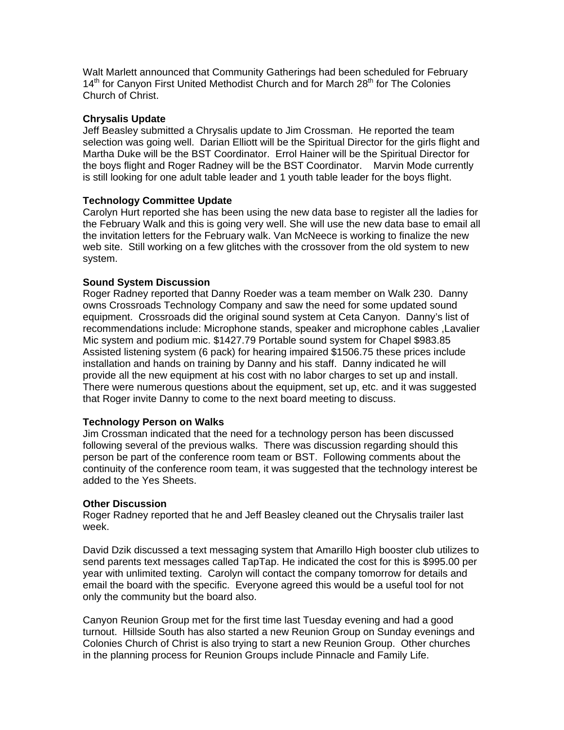Walt Marlett announced that Community Gatherings had been scheduled for February 14th for Canyon First United Methodist Church and for March 28th for The Colonies Church of Christ.

**Chrysalis Update**

Jeff Beasley submitted a Chrysalis update to Jim Crossman. He reported the team selection was going well. Darian Elliott will be the Spiritual Director for the girls flight and Martha Duke will be the BST Coordinator. Errol Hainer will be the Spiritual Director for the boys flight and Roger Radney will be the BST Coordinator. Marvin Mode currently is still looking for one adult table leader and 1 youth table leader for the boys flight.

**Technology Committee Update**

Carolyn Hurt reported she has been using the new data base to register all the ladies for the February Walk and this is going very well. She will use the new data base to email all the invitation letters for the February walk. Van McNeece is working to finalize the new web site. Still working on a few glitches with the crossover from the old system to new system.

**Sound System Discussion**

Roger Radney reported that Danny Roeder was a team member on Walk 230. Danny owns Crossroads Technology Company and saw the need for some updated sound equipment. Crossroads did the original sound system at Ceta Canyon. Danny's list of recommendations include: Microphone stands, speaker and microphone cables ,Lavalier Mic system and podium mic. $1427.79 Portable sound system for Chapel $983.85 Assisted listening system (6 pack) for hearing impaired $1506.75 these prices include installation and hands on training by Danny and his staff. Danny indicated he will provide all the new equipment at his cost with no labor charges to set up and install. There were numerous questions about the equipment, set up, etc. and it was suggested that Roger invite Danny to come to the next board meeting to discuss.

**Technology Person on Walks**

Jim Crossman indicated that the need for a technology person has been discussed following several of the previous walks. There was discussion regarding should this person be part of the conference room team or BST. Following comments about the continuity of the conference room team, it was suggested that the technology interest be added to the Yes Sheets.

**Other Discussion**

Roger Radney reported that he and Jeff Beasley cleaned out the Chrysalis trailer last week.

David Dzik discussed a text messaging system that Amarillo High booster club utilizes to send parents text messages called TapTap. He indicated the cost for this is $995.00 per year with unlimited texting. Carolyn will contact the company tomorrow for details and email the board with the specific. Everyone agreed this would be a useful tool for not only the community but the board also.

Canyon Reunion Group met for the first time last Tuesday evening and had a good turnout. Hillside South has also started a new Reunion Group on Sunday evenings and Colonies Church of Christ is also trying to start a new Reunion Group. Other churches in the planning process for Reunion Groups include Pinnacle and Family Life.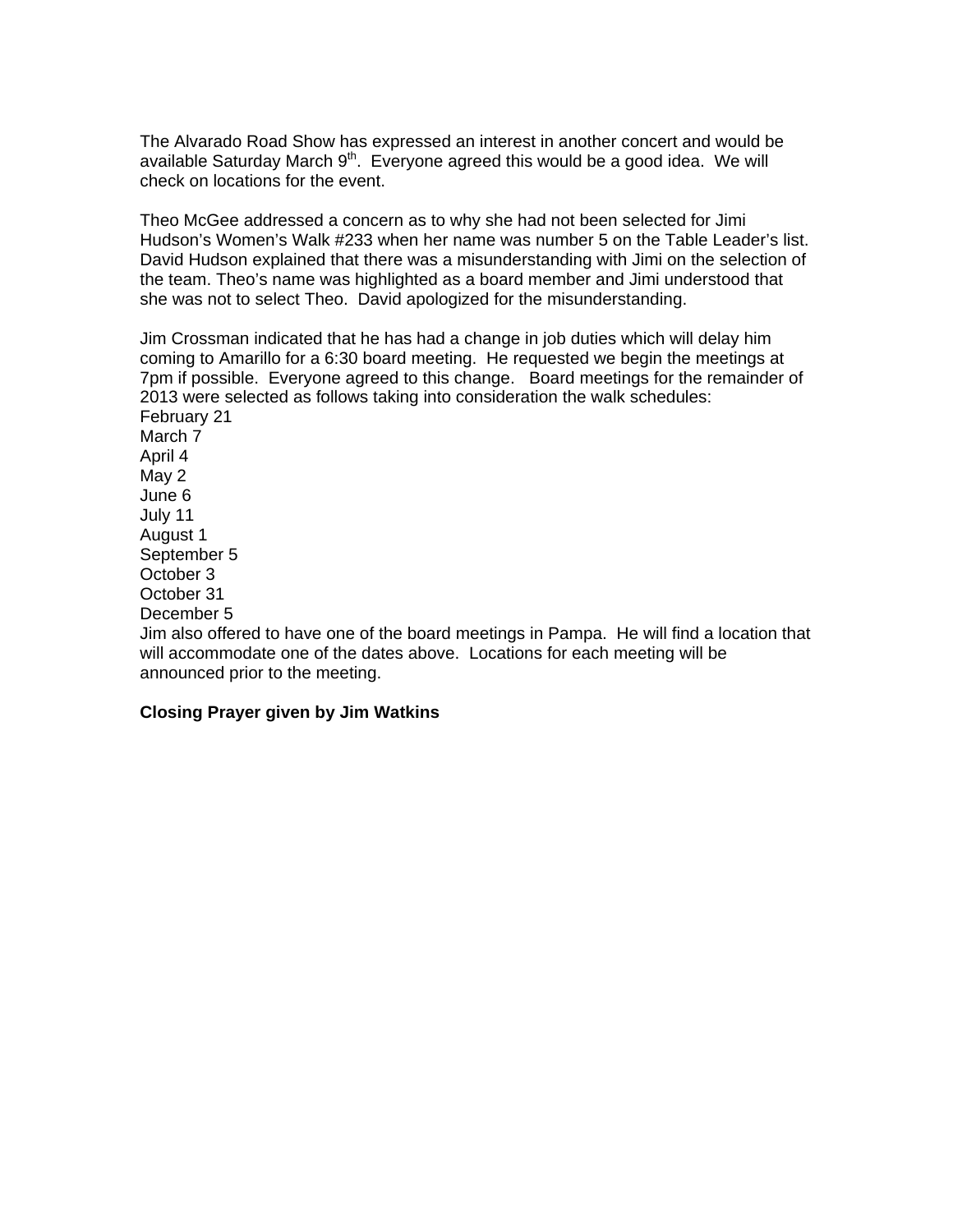The Alvarado Road Show has expressed an interest in another concert and would be available Saturday March 9th. Everyone agreed this would be a good idea. We will check on locations for the event.

Theo McGee addressed a concern as to why she had not been selected for Jimi Hudson's Women's Walk #233 when her name was number 5 on the Table Leader's list. David Hudson explained that there was a misunderstanding with Jimi on the selection of the team. Theo's name was highlighted as a board member and Jimi understood that she was not to select Theo. David apologized for the misunderstanding.

Jim Crossman indicated that he has had a change in job duties which will delay him coming to Amarillo for a 6:30 board meeting. He requested we begin the meetings at 7pm if possible. Everyone agreed to this change. Board meetings for the remainder of 2013 were selected as follows taking into consideration the walk schedules:
February 21
March 7
April 4
May 2
June 6
July 11
August 1
September 5
October 3
October 31
December 5
Jim also offered to have one of the board meetings in Pampa. He will find a location that will accommodate one of the dates above. Locations for each meeting will be announced prior to the meeting.

**Closing Prayer given by Jim Watkins**